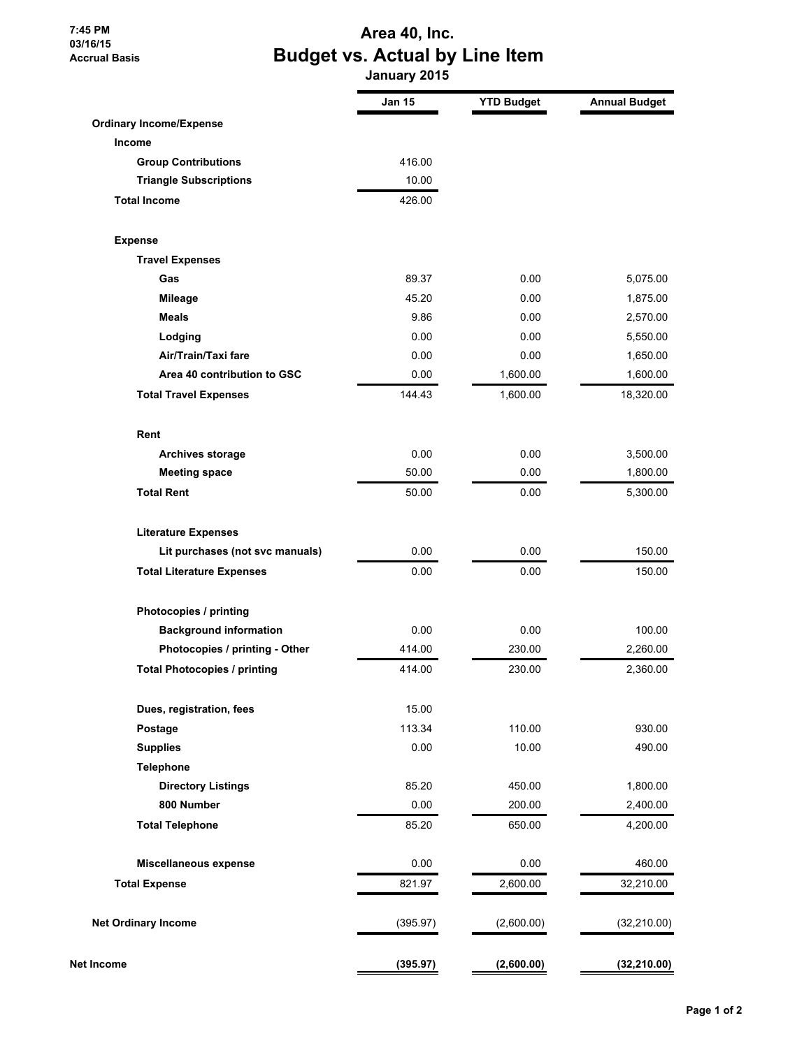7:45 PM
03/16/15
Accrual Basis

# Area 40, Inc.
## Budget vs. Actual by Line Item
### January 2015

| | Jan 15 | YTD Budget | Annual Budget |
|---|---|---|---|
| **Ordinary Income/Expense** | | | |
| **Income** | | | |
| **Group Contributions** | 416.00 | | |
| **Triangle Subscriptions** | 10.00 | | |
| **Total Income** | 426.00 | | |
| **Expense** | | | |
| **Travel Expenses** | | | |
| **Gas** | 89.37 | 0.00 | 5,075.00 |
| **Mileage** | 45.20 | 0.00 | 1,875.00 |
| **Meals** | 9.86 | 0.00 | 2,570.00 |
| **Lodging** | 0.00 | 0.00 | 5,550.00 |
| **Air/Train/Taxi fare** | 0.00 | 0.00 | 1,650.00 |
| **Area 40 contribution to GSC** | 0.00 | 1,600.00 | 1,600.00 |
| **Total Travel Expenses** | 144.43 | 1,600.00 | 18,320.00 |
| **Rent** | | | |
| **Archives storage** | 0.00 | 0.00 | 3,500.00 |
| **Meeting space** | 50.00 | 0.00 | 1,800.00 |
| **Total Rent** | 50.00 | 0.00 | 5,300.00 |
| **Literature Expenses** | | | |
| **Lit purchases (not svc manuals)** | 0.00 | 0.00 | 150.00 |
| **Total Literature Expenses** | 0.00 | 0.00 | 150.00 |
| **Photocopies / printing** | | | |
| **Background information** | 0.00 | 0.00 | 100.00 |
| **Photocopies / printing - Other** | 414.00 | 230.00 | 2,260.00 |
| **Total Photocopies / printing** | 414.00 | 230.00 | 2,360.00 |
| **Dues, registration, fees** | 15.00 | | |
| **Postage** | 113.34 | 110.00 | 930.00 |
| **Supplies** | 0.00 | 10.00 | 490.00 |
| **Telephone** | | | |
| **Directory Listings** | 85.20 | 450.00 | 1,800.00 |
| **800 Number** | 0.00 | 200.00 | 2,400.00 |
| **Total Telephone** | 85.20 | 650.00 | 4,200.00 |
| **Miscellaneous expense** | 0.00 | 0.00 | 460.00 |
| **Total Expense** | 821.97 | 2,600.00 | 32,210.00 |
| **Net Ordinary Income** | (395.97) | (2,600.00) | (32,210.00) |
| **Net Income** | **(395.97)** | **(2,600.00)** | **(32,210.00)** |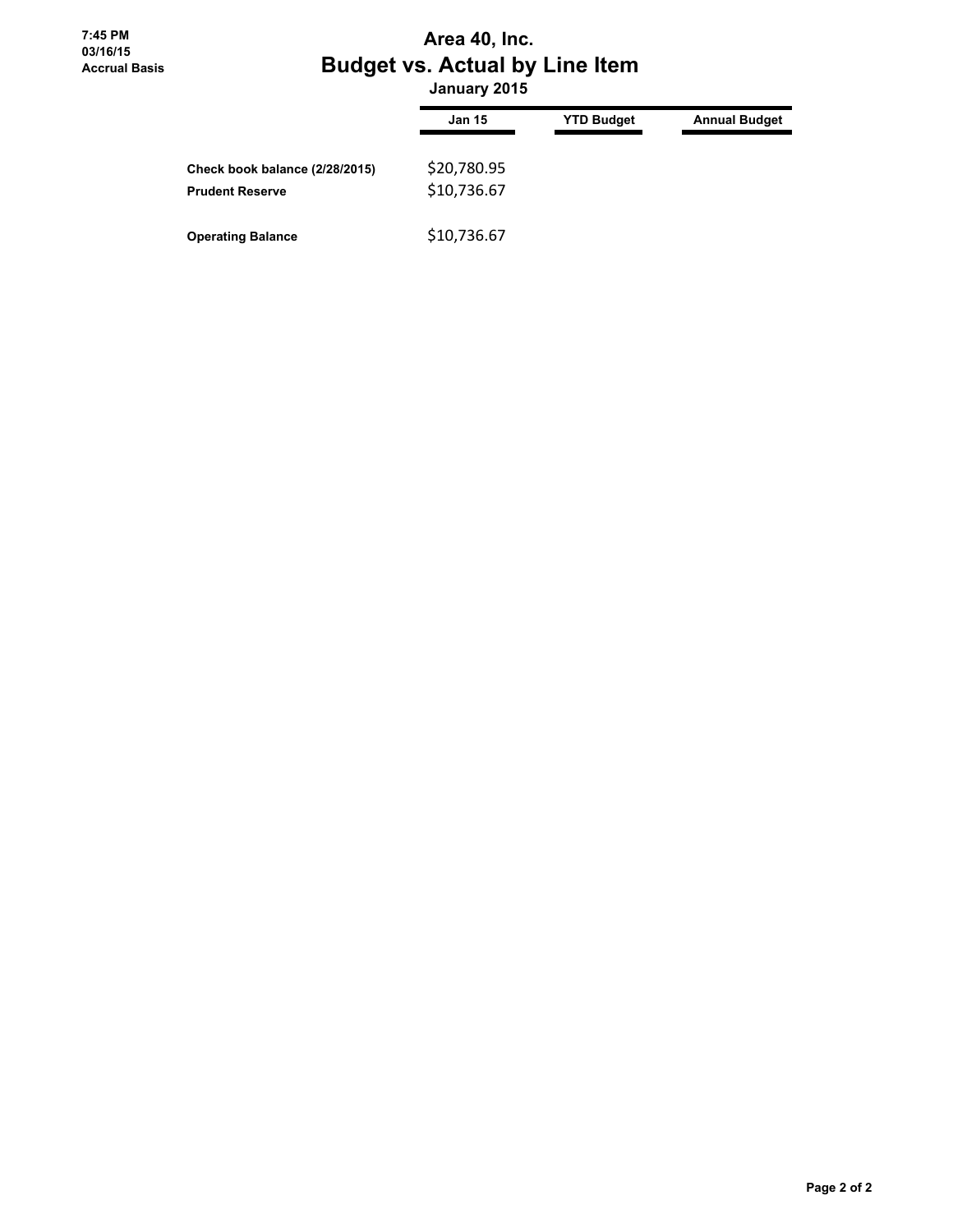7:45 PM
03/16/15
Accrual Basis

# Area 40, Inc.
## Budget vs. Actual by Line Item
### January 2015

| | Jan 15 | YTD Budget | Annual Budget |
|---|---|---|---|
| **Check book balance (2/28/2015)** | $20,780.95 | | |
| **Prudent Reserve** | $10,736.67 | | |
| **Operating Balance** | $10,736.67 | | |